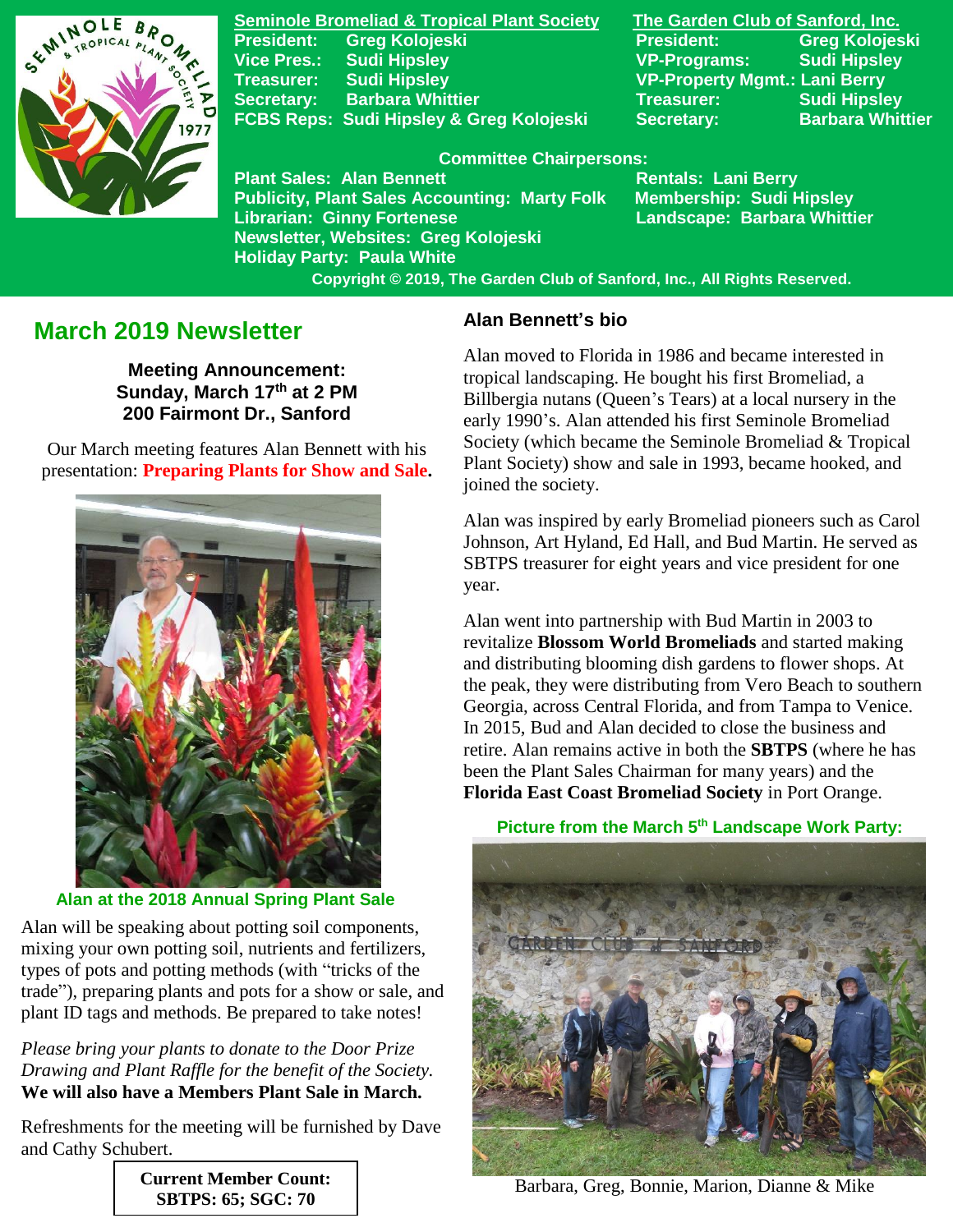**Seminole Bromeliad & Tropical Plant Society**

President: Greg Kolojeski
Vice Pres.: Sudi Hipsley
Treasurer: Sudi Hipsley
Secretary: Barbara Whittier
FCBS Reps: Sudi Hipsley & Greg Kolojeski

**The Garden Club of Sanford, Inc.**

President: Greg Kolojeski
VP-Programs: Sudi Hipsley
VP-Property Mgmt.: Lani Berry
Treasurer: Sudi Hipsley
Secretary: Barbara Whittier

**Committee Chairpersons:**

Plant Sales: Alan Bennett
Publicity, Plant Sales Accounting: Marty Folk
Librarian: Ginny Fortenese
Newsletter, Websites: Greg Kolojeski
Holiday Party: Paula White
Rentals: Lani Berry
Membership: Sudi Hipsley
Landscape: Barbara Whittier

Copyright © 2019, The Garden Club of Sanford, Inc., All Rights Reserved.

## March 2019 Newsletter

**Meeting Announcement:**
**Sunday, March 17th at 2 PM**
**200 Fairmont Dr., Sanford**

Our March meeting features Alan Bennett with his presentation: **Preparing Plants for Show and Sale.**

Alan at the 2018 Annual Spring Plant Sale

Alan will be speaking about potting soil components, mixing your own potting soil, nutrients and fertilizers, types of pots and potting methods (with "tricks of the trade"), preparing plants and pots for a show or sale, and plant ID tags and methods. Be prepared to take notes!

*Please bring your plants to donate to the Door Prize Drawing and Plant Raffle for the benefit of the Society.* **We will also have a Members Plant Sale in March.**

Refreshments for the meeting will be furnished by Dave and Cathy Schubert.

**Current Member Count:**
**SBTPS: 65; SGC: 70**

### Alan Bennett's bio

Alan moved to Florida in 1986 and became interested in tropical landscaping. He bought his first Bromeliad, a Billbergia nutans (Queen's Tears) at a local nursery in the early 1990's. Alan attended his first Seminole Bromeliad Society (which became the Seminole Bromeliad & Tropical Plant Society) show and sale in 1993, became hooked, and joined the society.

Alan was inspired by early Bromeliad pioneers such as Carol Johnson, Art Hyland, Ed Hall, and Bud Martin. He served as SBTPS treasurer for eight years and vice president for one year.

Alan went into partnership with Bud Martin in 2003 to revitalize **Blossom World Bromeliads** and started making and distributing blooming dish gardens to flower shops. At the peak, they were distributing from Vero Beach to southern Georgia, across Central Florida, and from Tampa to Venice. In 2015, Bud and Alan decided to close the business and retire. Alan remains active in both the **SBTPS** (where he has been the Plant Sales Chairman for many years) and the **Florida East Coast Bromeliad Society** in Port Orange.

**Picture from the March 5th Landscape Work Party:**

Barbara, Greg, Bonnie, Marion, Dianne & Mike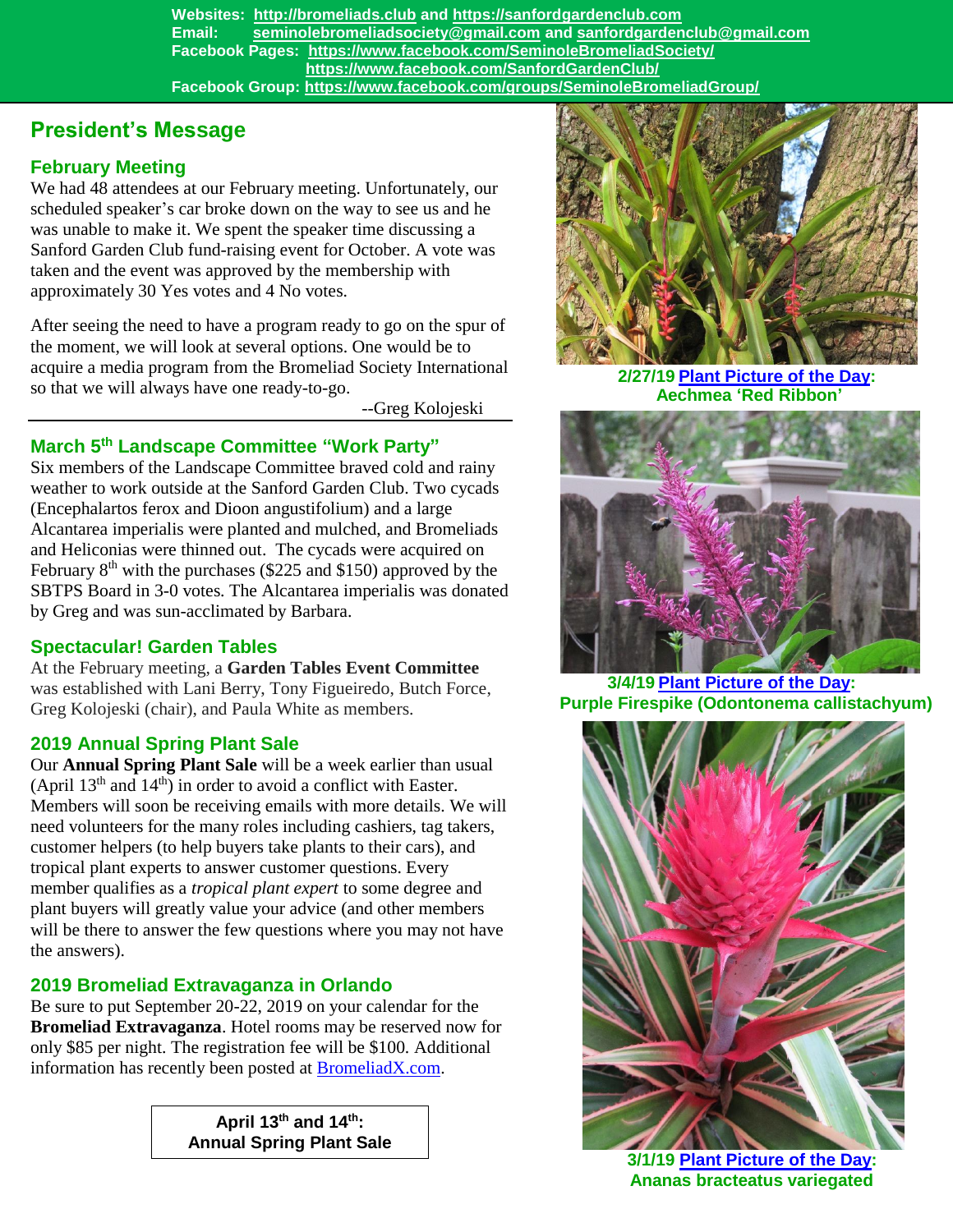**Websites:** http://bromeliads.club and https://sanfordgardenclub.com
**Email:** seminolebromeliadsociety@gmail.com and sanfordgardenclub@gmail.com
**Facebook Pages:** https://www.facebook.com/SeminoleBromeliadSociety/
https://www.facebook.com/SanfordGardenClub/
**Facebook Group:** https://www.facebook.com/groups/SeminoleBromeliadGroup/

## President's Message

### February Meeting

We had 48 attendees at our February meeting. Unfortunately, our scheduled speaker's car broke down on the way to see us and he was unable to make it. We spent the speaker time discussing a Sanford Garden Club fund-raising event for October. A vote was taken and the event was approved by the membership with approximately 30 Yes votes and 4 No votes.

After seeing the need to have a program ready to go on the spur of the moment, we will look at several options. One would be to acquire a media program from the Bromeliad Society International so that we will always have one ready-to-go.

--Greg Kolojeski

### March 5th Landscape Committee "Work Party"

Six members of the Landscape Committee braved cold and rainy weather to work outside at the Sanford Garden Club. Two cycads (Encephalartos ferox and Dioon angustifolium) and a large Alcantarea imperialis were planted and mulched, and Bromeliads and Heliconias were thinned out. The cycads were acquired on February 8th with the purchases ($225 and $150) approved by the SBTPS Board in 3-0 votes. The Alcantarea imperialis was donated by Greg and was sun-acclimated by Barbara.

### Spectacular! Garden Tables

At the February meeting, a **Garden Tables Event Committee** was established with Lani Berry, Tony Figueiredo, Butch Force, Greg Kolojeski (chair), and Paula White as members.

### 2019 Annual Spring Plant Sale

Our **Annual Spring Plant Sale** will be a week earlier than usual (April 13th and 14th) in order to avoid a conflict with Easter. Members will soon be receiving emails with more details. We will need volunteers for the many roles including cashiers, tag takers, customer helpers (to help buyers take plants to their cars), and tropical plant experts to answer customer questions. Every member qualifies as a *tropical plant expert* to some degree and plant buyers will greatly value your advice (and other members will be there to answer the few questions where you may not have the answers).

### 2019 Bromeliad Extravaganza in Orlando

Be sure to put September 20-22, 2019 on your calendar for the **Bromeliad Extravaganza**. Hotel rooms may be reserved now for only $85 per night. The registration fee will be $100. Additional information has recently been posted at BromeliadX.com.

**April 13th and 14th:**
**Annual Spring Plant Sale**

2/27/19 Plant Picture of the Day: Aechmea 'Red Ribbon'

3/4/19 Plant Picture of the Day: Purple Firespike (Odontonema callistachyum)

3/1/19 Plant Picture of the Day: Ananas bracteatus variegated